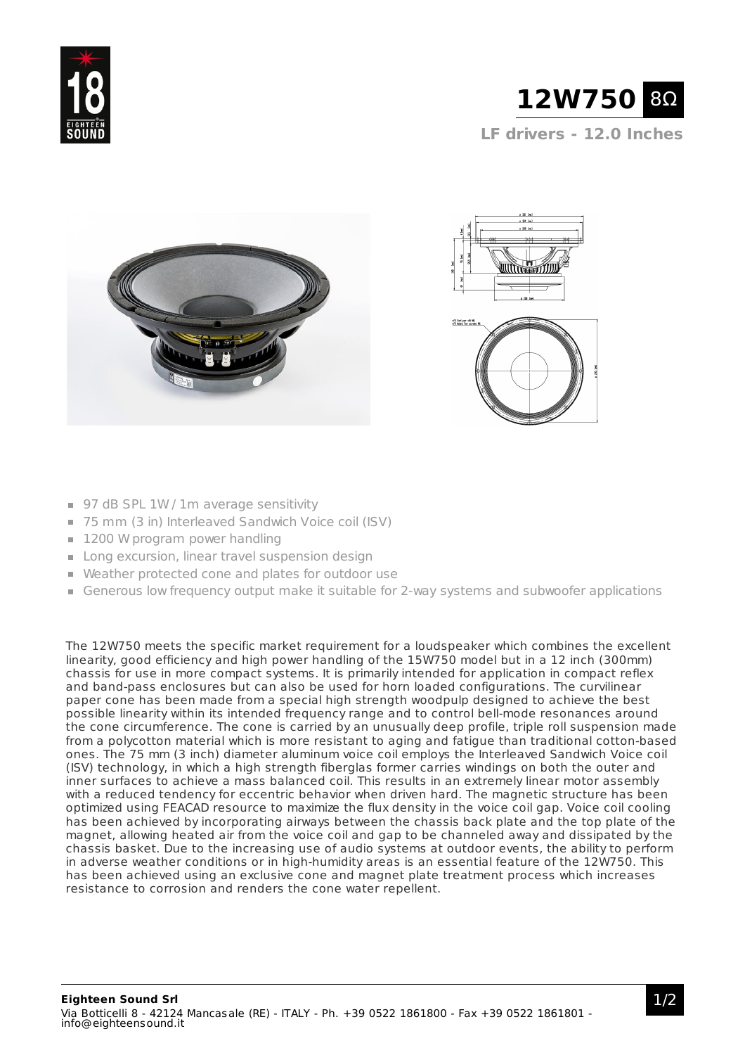# 12W750 8Ω

## LF drivers - 12.0 Inches

- 97 dB SPL 1W / 1m average sensitivity
- 75 mm (3 in) Interleaved Sandwich Voice coil (ISV)
- 1200 W program power handling
- Long excursion, linear travel suspension design
- Weather protected cone and plates for outdoor use
- Generous low frequency output make it suitable for 2-way systems and subwoofer applications

The 12W750 meets the specific market requirement for a loudspeaker which combines the excellent linearity, good efficiency and high power handling of the 15W750 model but in a 12 inch (300mm) chassis for use in more compact systems. It is primarily intended for application in compact reflex and band-pass enclosures but can also be used for horn loaded configurations. The curvilinear paper cone has been made from a special high strength woodpulp designed to achieve the best possible linearity within its intended frequency range and to control bell-mode resonances around the cone circumference. The cone is carried by an unusually deep profile, triple roll suspension made from a polycotton material which is more resistant to aging and fatigue than traditional cotton-based ones. The 75 mm (3 inch) diameter aluminum voice coil employs the Interleaved Sandwich Voice coil (ISV) technology, in which a high strength fiberglas former carries windings on both the outer and inner surfaces to achieve a mass balanced coil. This results in an extremely linear motor assembly with a reduced tendency for eccentric behavior when driven hard. The magnetic structure has been optimized using FEACAD resource to maximize the flux density in the voice coil gap. Voice coil cooling has been achieved by incorporating airways between the chassis back plate and the top plate of the magnet, allowing heated air from the voice coil and gap to be channeled away and dissipated by the chassis basket. Due to the increasing use of audio systems at outdoor events, the ability to perform in adverse weather conditions or in high-humidity areas is an essential feature of the 12W750. This has been achieved using an exclusive cone and magnet plate treatment process which increases resistance to corrosion and renders the cone water repellent.

**Eighteen Sound Srl**
Via Botticelli 8 - 42124 Mancasale (RE) - ITALY - Ph. +39 0522 1861800 - Fax +39 0522 1861801 - info@eighteensound.it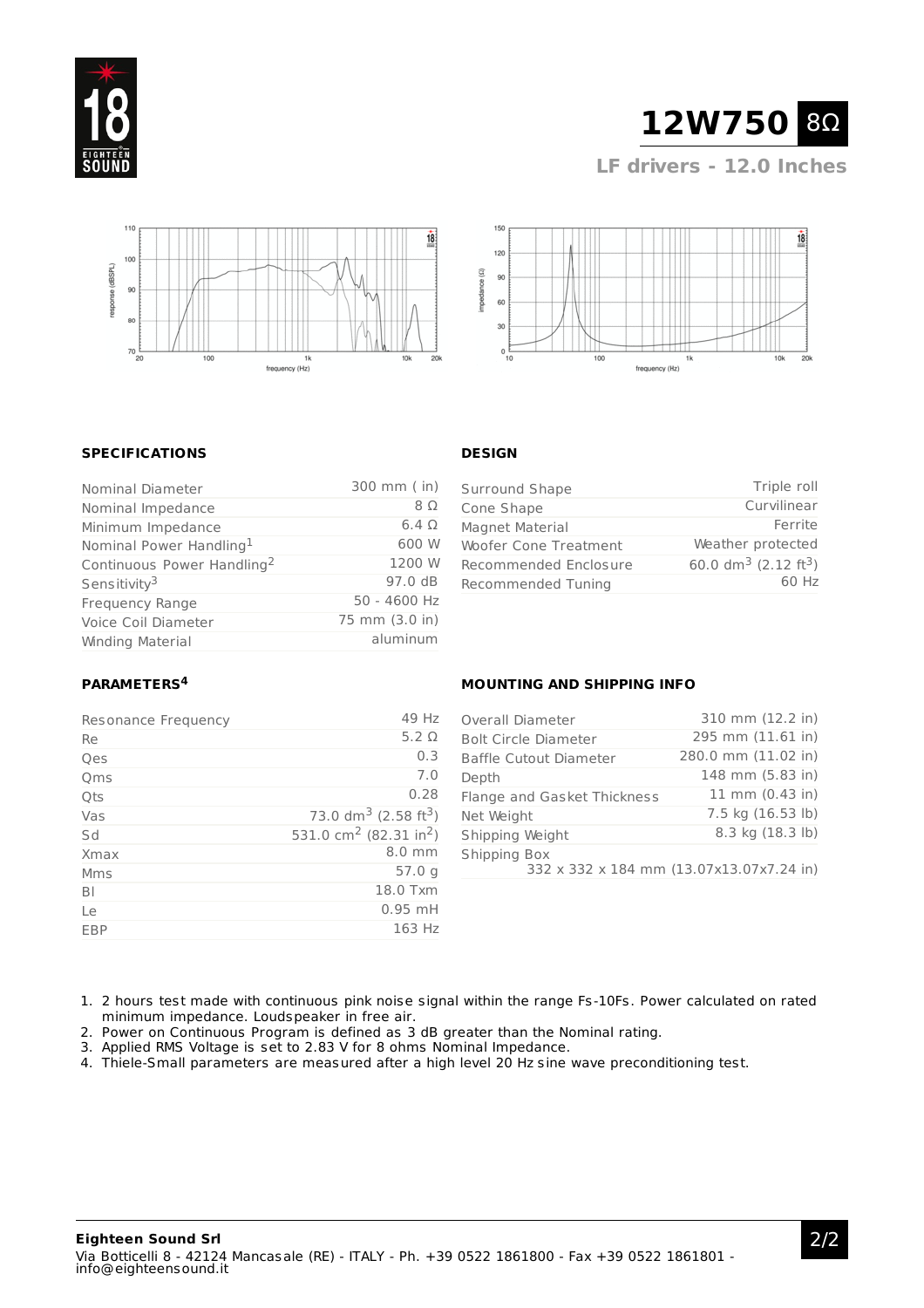# 12W750 8Ω

## LF drivers - 12.0 Inches

110
100
90
80
70
response (dBSPL)
20
100
1k
10k
20k
frequency (Hz)

150
120
90
60
30
0
impedance (Ω)
10
100
1k
10k
20k
frequency (Hz)

### SPECIFICATIONS

| | |
|---|---|
| Nominal Diameter | 300 mm ( in) |
| Nominal Impedance | 8 Ω |
| Minimum Impedance | 6.4 Ω |
| Nominal Power Handling[1] | 600 W |
| Continuous Power Handling[2] | 1200 W |
| Sensitivity[3] | 97.0 dB |
| Frequency Range | 50 - 4600 Hz |
| Voice Coil Diameter | 75 mm (3.0 in) |
| Winding Material | aluminum |

### DESIGN

| | |
|---|---|
| Surround Shape | Triple roll |
| Cone Shape | Curvilinear |
| Magnet Material | Ferrite |
| Woofer Cone Treatment | Weather protected |
| Recommended Enclosure | 60.0 $dm^3$ (2.12 $ft^3$) |
| Recommended Tuning | 60 Hz |

### PARAMETERS[4]

| | |
|---|---|
| Resonance Frequency | 49 Hz |
| Re | 5.2 Ω |
| Qes | 0.3 |
| Qms | 7.0 |
| Qts | 0.28 |
| Vas | 73.0 $dm^3$ (2.58 $ft^3$) |
| Sd | 531.0 $cm^2$ (82.31 $in^2$) |
| Xmax | 8.0 mm |
| Mms | 57.0 g |
| Bl | 18.0 Txm |
| Le | 0.95 mH |
| EBP | 163 Hz |

### MOUNTING AND SHIPPING INFO

| | |
|---|---|
| Overall Diameter | 310 mm (12.2 in) |
| Bolt Circle Diameter | 295 mm (11.61 in) |
| Baffle Cutout Diameter | 280.0 mm (11.02 in) |
| Depth | 148 mm (5.83 in) |
| Flange and Gasket Thickness | 11 mm (0.43 in) |
| Net Weight | 7.5 kg (16.53 lb) |
| Shipping Weight | 8.3 kg (18.3 lb) |
| Shipping Box | 332 x 332 x 184 mm (13.07x13.07x7.24 in) |

1. 2 hours test made with continuous pink noise signal within the range Fs-10Fs. Power calculated on rated minimum impedance. Loudspeaker in free air.
2. Power on Continuous Program is defined as 3 dB greater than the Nominal rating.
3. Applied RMS Voltage is set to 2.83 V for 8 ohms Nominal Impedance.
4. Thiele-Small parameters are measured after a high level 20 Hz sine wave preconditioning test.

**Eighteen Sound Srl**
Via Botticelli 8 - 42124 Mancasale (RE) - ITALY - Ph. +39 0522 1861800 - Fax +39 0522 1861801 - info@eighteensound.it